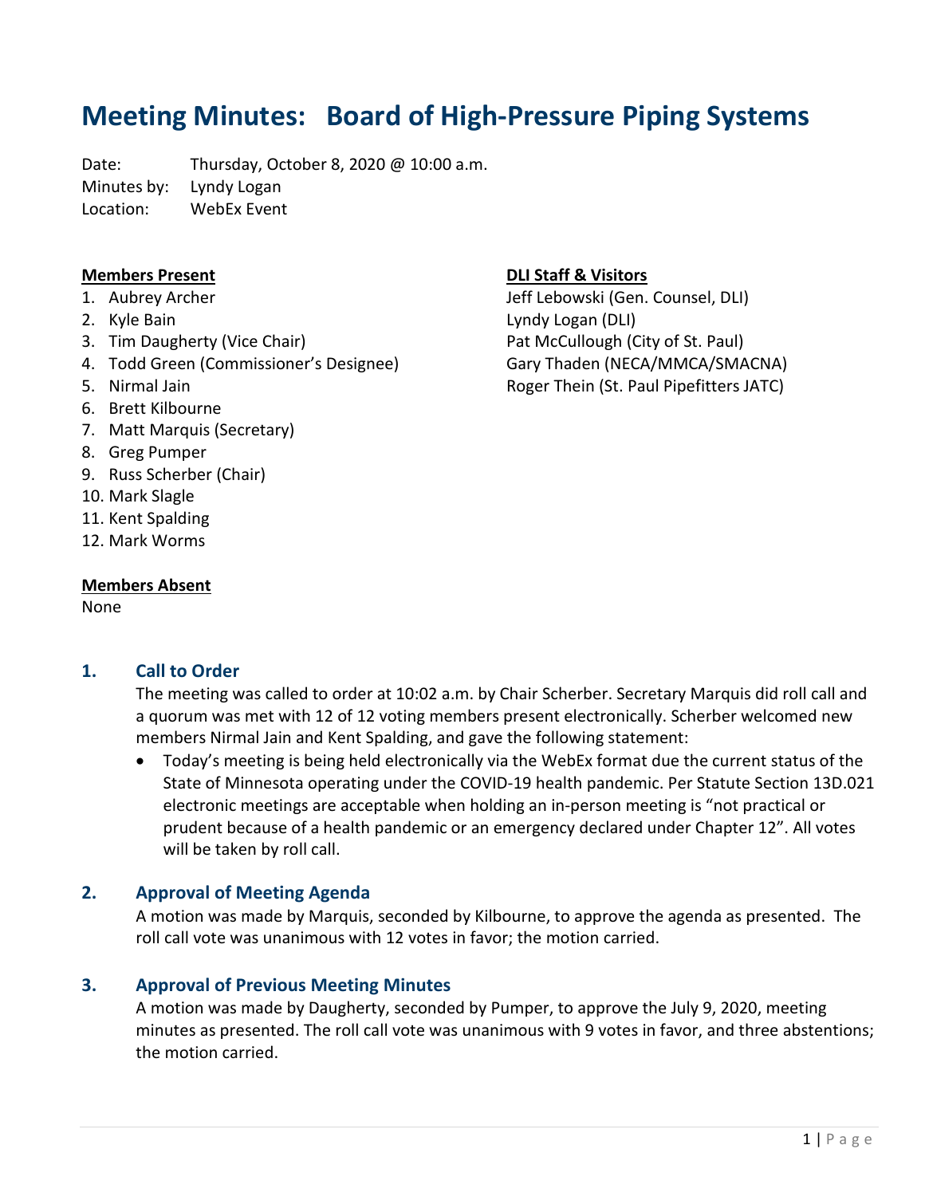# Meeting Minutes: Board of High-Pressure Piping Systems

Date: Thursday, October 8, 2020 @ 10:00 a.m.
Minutes by: Lyndy Logan
Location: WebEx Event

**Members Present**

1. Aubrey Archer
2. Kyle Bain
3. Tim Daugherty (Vice Chair)
4. Todd Green (Commissioner's Designee)
5. Nirmal Jain
6. Brett Kilbourne
7. Matt Marquis (Secretary)
8. Greg Pumper
9. Russ Scherber (Chair)
10. Mark Slagle
11. Kent Spalding
12. Mark Worms

**DLI Staff & Visitors**

Jeff Lebowski (Gen. Counsel, DLI)
Lyndy Logan (DLI)
Pat McCullough (City of St. Paul)
Gary Thaden (NECA/MMCA/SMACNA)
Roger Thein (St. Paul Pipefitters JATC)

**Members Absent**

None

## 1. Call to Order

The meeting was called to order at 10:02 a.m. by Chair Scherber. Secretary Marquis did roll call and a quorum was met with 12 of 12 voting members present electronically. Scherber welcomed new members Nirmal Jain and Kent Spalding, and gave the following statement:

- Today's meeting is being held electronically via the WebEx format due the current status of the State of Minnesota operating under the COVID-19 health pandemic. Per Statute Section 13D.021 electronic meetings are acceptable when holding an in-person meeting is "not practical or prudent because of a health pandemic or an emergency declared under Chapter 12". All votes will be taken by roll call.

## 2. Approval of Meeting Agenda

A motion was made by Marquis, seconded by Kilbourne, to approve the agenda as presented. The roll call vote was unanimous with 12 votes in favor; the motion carried.

## 3. Approval of Previous Meeting Minutes

A motion was made by Daugherty, seconded by Pumper, to approve the July 9, 2020, meeting minutes as presented. The roll call vote was unanimous with 9 votes in favor, and three abstentions; the motion carried.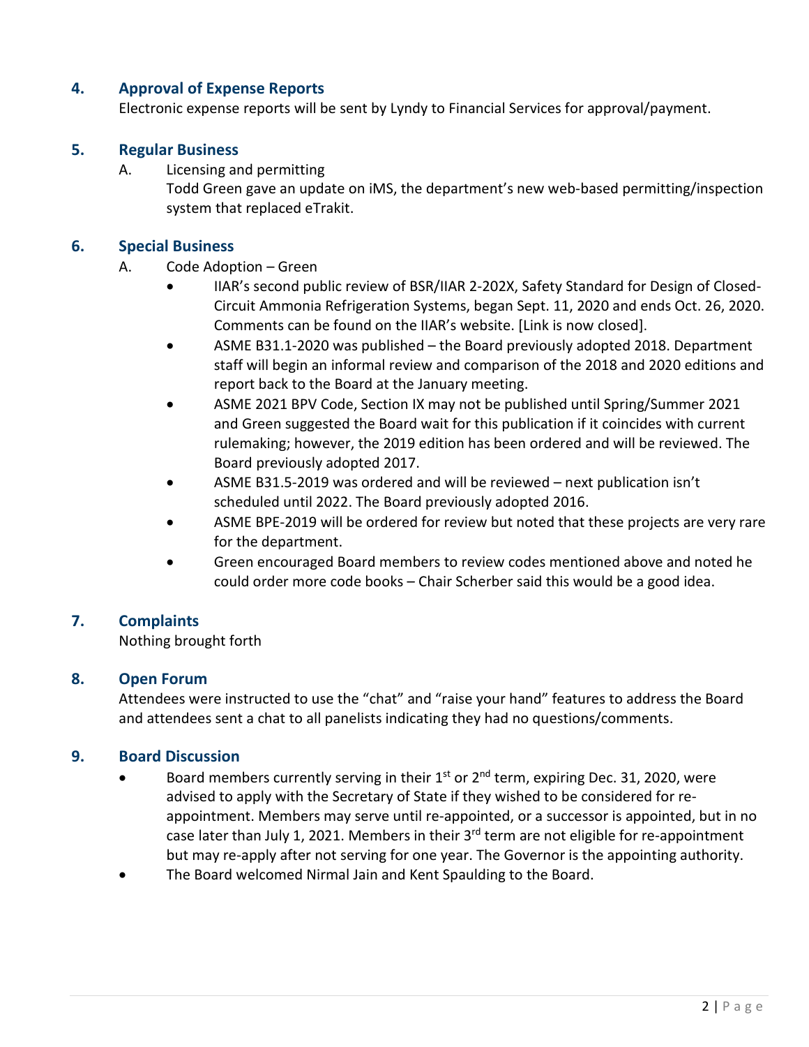## 4. Approval of Expense Reports

Electronic expense reports will be sent by Lyndy to Financial Services for approval/payment.

## 5. Regular Business

A. Licensing and permitting

Todd Green gave an update on iMS, the department's new web-based permitting/inspection system that replaced eTrakit.

## 6. Special Business

A. Code Adoption – Green

- IIAR's second public review of BSR/IIAR 2-202X, Safety Standard for Design of Closed-Circuit Ammonia Refrigeration Systems, began Sept. 11, 2020 and ends Oct. 26, 2020. Comments can be found on the IIAR's website. [Link is now closed].
- ASME B31.1-2020 was published – the Board previously adopted 2018. Department staff will begin an informal review and comparison of the 2018 and 2020 editions and report back to the Board at the January meeting.
- ASME 2021 BPV Code, Section IX may not be published until Spring/Summer 2021 and Green suggested the Board wait for this publication if it coincides with current rulemaking; however, the 2019 edition has been ordered and will be reviewed. The Board previously adopted 2017.
- ASME B31.5-2019 was ordered and will be reviewed – next publication isn't scheduled until 2022. The Board previously adopted 2016.
- ASME BPE-2019 will be ordered for review but noted that these projects are very rare for the department.
- Green encouraged Board members to review codes mentioned above and noted he could order more code books – Chair Scherber said this would be a good idea.

## 7. Complaints

Nothing brought forth

## 8. Open Forum

Attendees were instructed to use the "chat" and "raise your hand" features to address the Board and attendees sent a chat to all panelists indicating they had no questions/comments.

## 9. Board Discussion

- Board members currently serving in their 1st or 2nd term, expiring Dec. 31, 2020, were advised to apply with the Secretary of State if they wished to be considered for re-appointment. Members may serve until re-appointed, or a successor is appointed, but in no case later than July 1, 2021. Members in their 3rd term are not eligible for re-appointment but may re-apply after not serving for one year. The Governor is the appointing authority.
- The Board welcomed Nirmal Jain and Kent Spaulding to the Board.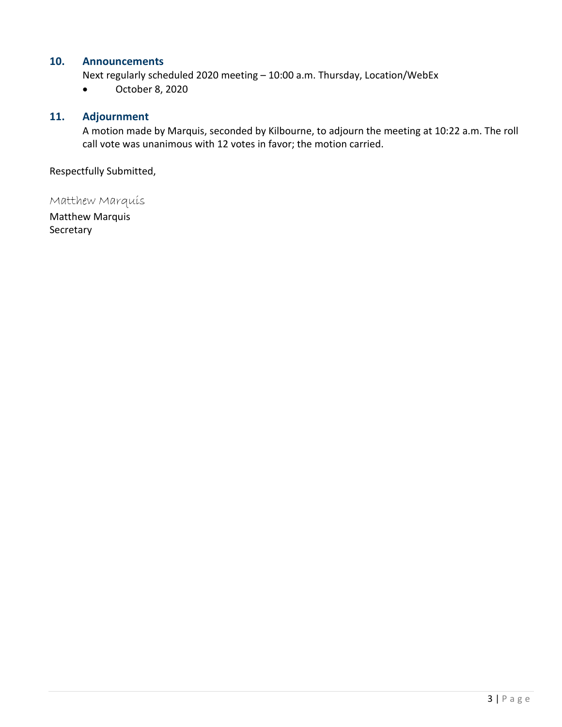## 10. Announcements

Next regularly scheduled 2020 meeting – 10:00 a.m. Thursday, Location/WebEx

- October 8, 2020

## 11. Adjournment

A motion made by Marquis, seconded by Kilbourne, to adjourn the meeting at 10:22 a.m. The roll call vote was unanimous with 12 votes in favor; the motion carried.

Respectfully Submitted,

*Matthew Marquis*

Matthew Marquis
Secretary